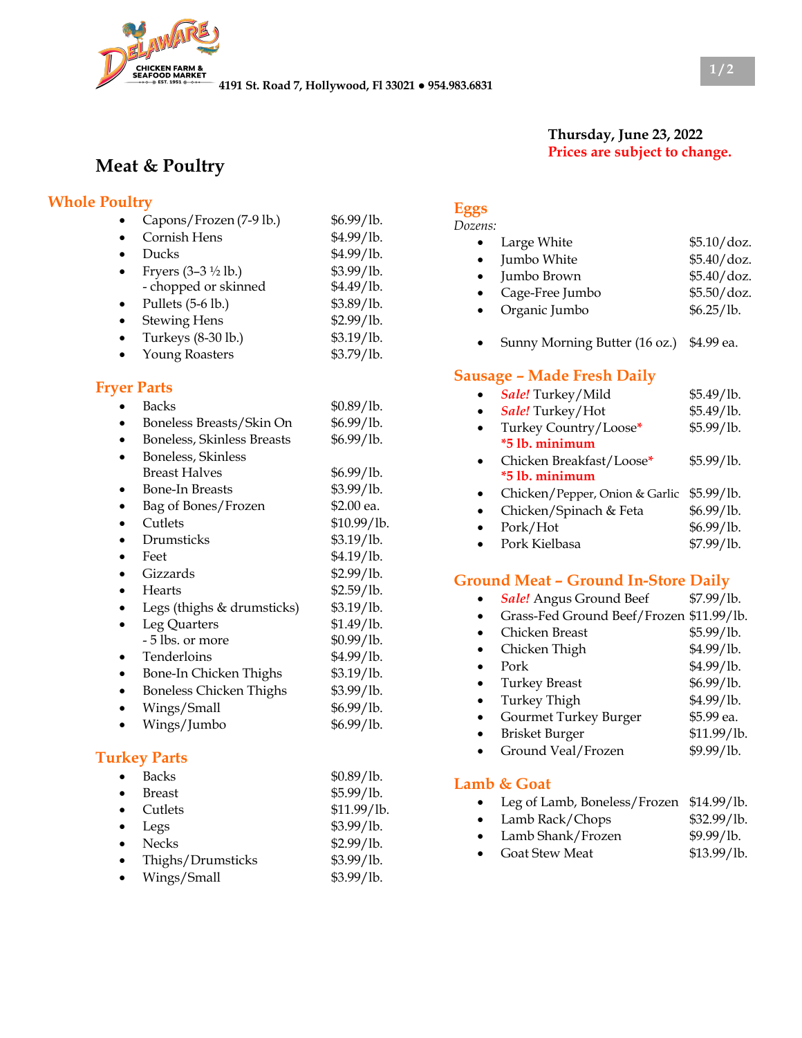DELAWARE CHICKEN FARM & SEAFOOD MARKET EST. 1951

4191 St. Road 7, Hollywood, Fl 33021 ● 954.983.6831

**Thursday, June 23, 2022**
**Prices are subject to change.**

# Meat & Poultry

## Whole Poultry

- Capons/Frozen (7-9 lb.) — $6.99/lb.
- Cornish Hens — $4.99/lb.
- Ducks — $4.99/lb.
- Fryers (3–3 ½ lb.) — $3.99/lb.
  - chopped or skinned — $4.49/lb.
- Pullets (5-6 lb.) — $3.89/lb.
- Stewing Hens — $2.99/lb.
- Turkeys (8-30 lb.) — $3.19/lb.
- Young Roasters — $3.79/lb.

## Fryer Parts

- Backs — $0.89/lb.
- Boneless Breasts/Skin On — $6.99/lb.
- Boneless, Skinless Breasts — $6.99/lb.
- Boneless, Skinless Breast Halves — $6.99/lb.
- Bone-In Breasts — $3.99/lb.
- Bag of Bones/Frozen — $2.00 ea.
- Cutlets — $10.99/lb.
- Drumsticks — $3.19/lb.
- Feet — $4.19/lb.
- Gizzards — $2.99/lb.
- Hearts — $2.59/lb.
- Legs (thighs & drumsticks) — $3.19/lb.
- Leg Quarters — $1.49/lb.
  - 5 lbs. or more — $0.99/lb.
- Tenderloins — $4.99/lb.
- Bone-In Chicken Thighs — $3.19/lb.
- Boneless Chicken Thighs — $3.99/lb.
- Wings/Small — $6.99/lb.
- Wings/Jumbo — $6.99/lb.

## Turkey Parts

- Backs — $0.89/lb.
- Breast — $5.99/lb.
- Cutlets — $11.99/lb.
- Legs — $3.99/lb.
- Necks — $2.99/lb.
- Thighs/Drumsticks — $3.99/lb.
- Wings/Small — $3.99/lb.

## Eggs

*Dozens:*

- Large White — $5.10/doz.
- Jumbo White — $5.40/doz.
- Jumbo Brown — $5.40/doz.
- Cage-Free Jumbo — $5.50/doz.
- Organic Jumbo — $6.25/lb.

- Sunny Morning Butter (16 oz.) — $4.99 ea.

## Sausage – Made Fresh Daily

- ***Sale!*** Turkey/Mild — $5.49/lb.
- ***Sale!*** Turkey/Hot — $5.49/lb.
- Turkey Country/Loose* — $5.99/lb.
  **\*5 lb. minimum**
- Chicken Breakfast/Loose* — $5.99/lb.
  **\*5 lb. minimum**
- Chicken/Pepper, Onion & Garlic — $5.99/lb.
- Chicken/Spinach & Feta — $6.99/lb.
- Pork/Hot — $6.99/lb.
- Pork Kielbasa — $7.99/lb.

## Ground Meat – Ground In-Store Daily

- ***Sale!*** Angus Ground Beef — $7.99/lb.
- Grass-Fed Ground Beef/Frozen — $11.99/lb.
- Chicken Breast — $5.99/lb.
- Chicken Thigh — $4.99/lb.
- Pork — $4.99/lb.
- Turkey Breast — $6.99/lb.
- Turkey Thigh — $4.99/lb.
- Gourmet Turkey Burger — $5.99 ea.
- Brisket Burger — $11.99/lb.
- Ground Veal/Frozen — $9.99/lb.

## Lamb & Goat

- Leg of Lamb, Boneless/Frozen — $14.99/lb.
- Lamb Rack/Chops — $32.99/lb.
- Lamb Shank/Frozen — $9.99/lb.
- Goat Stew Meat — $13.99/lb.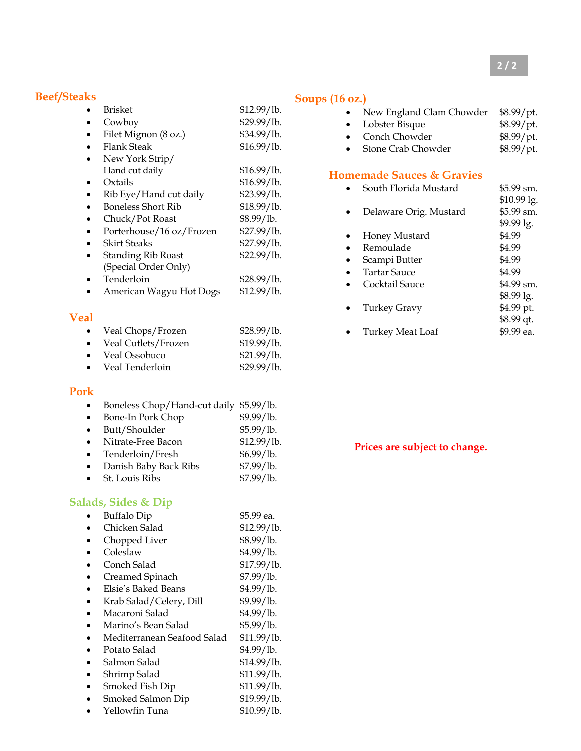## Beef/Steaks

- Brisket $12.99/lb.
- Cowboy $29.99/lb.
- Filet Mignon (8 oz.) $34.99/lb.
- Flank Steak $16.99/lb.
- New York Strip/ Hand cut daily $16.99/lb.
- Oxtails $16.99/lb.
- Rib Eye/Hand cut daily $23.99/lb.
- Boneless Short Rib $18.99/lb.
- Chuck/Pot Roast $8.99/lb.
- Porterhouse/16 oz/Frozen $27.99/lb.
- Skirt Steaks $27.99/lb.
- Standing Rib Roast (Special Order Only) $22.99/lb.
- Tenderloin $28.99/lb.
- American Wagyu Hot Dogs $12.99/lb.

## Veal

- Veal Chops/Frozen $28.99/lb.
- Veal Cutlets/Frozen $19.99/lb.
- Veal Ossobuco $21.99/lb.
- Veal Tenderloin $29.99/lb.

## Pork

- Boneless Chop/Hand-cut daily $5.99/lb.
- Bone-In Pork Chop $9.99/lb.
- Butt/Shoulder $5.99/lb.
- Nitrate-Free Bacon $12.99/lb.
- Tenderloin/Fresh $6.99/lb.
- Danish Baby Back Ribs $7.99/lb.
- St. Louis Ribs $7.99/lb.

## Salads, Sides & Dip

- Buffalo Dip $5.99 ea.
- Chicken Salad $12.99/lb.
- Chopped Liver $8.99/lb.
- Coleslaw $4.99/lb.
- Conch Salad $17.99/lb.
- Creamed Spinach $7.99/lb.
- Elsie's Baked Beans $4.99/lb.
- Krab Salad/Celery, Dill $9.99/lb.
- Macaroni Salad $4.99/lb.
- Marino's Bean Salad $5.99/lb.
- Mediterranean Seafood Salad $11.99/lb.
- Potato Salad $4.99/lb.
- Salmon Salad $14.99/lb.
- Shrimp Salad $11.99/lb.
- Smoked Fish Dip $11.99/lb.
- Smoked Salmon Dip $19.99/lb.
- Yellowfin Tuna $10.99/lb.

## Soups (16 oz.)

- New England Clam Chowder $8.99/pt.
- Lobster Bisque $8.99/pt.
- Conch Chowder $8.99/pt.
- Stone Crab Chowder $8.99/pt.

## Homemade Sauces & Gravies

- South Florida Mustard $5.99 sm. $10.99 lg.
- Delaware Orig. Mustard $5.99 sm. $9.99 lg.
- Honey Mustard $4.99
- Remoulade $4.99
- Scampi Butter $4.99
- Tartar Sauce $4.99
- Cocktail Sauce $4.99 sm. $8.99 lg.
- Turkey Gravy $4.99 pt. $8.99 qt.
- Turkey Meat Loaf $9.99 ea.

**Prices are subject to change.**